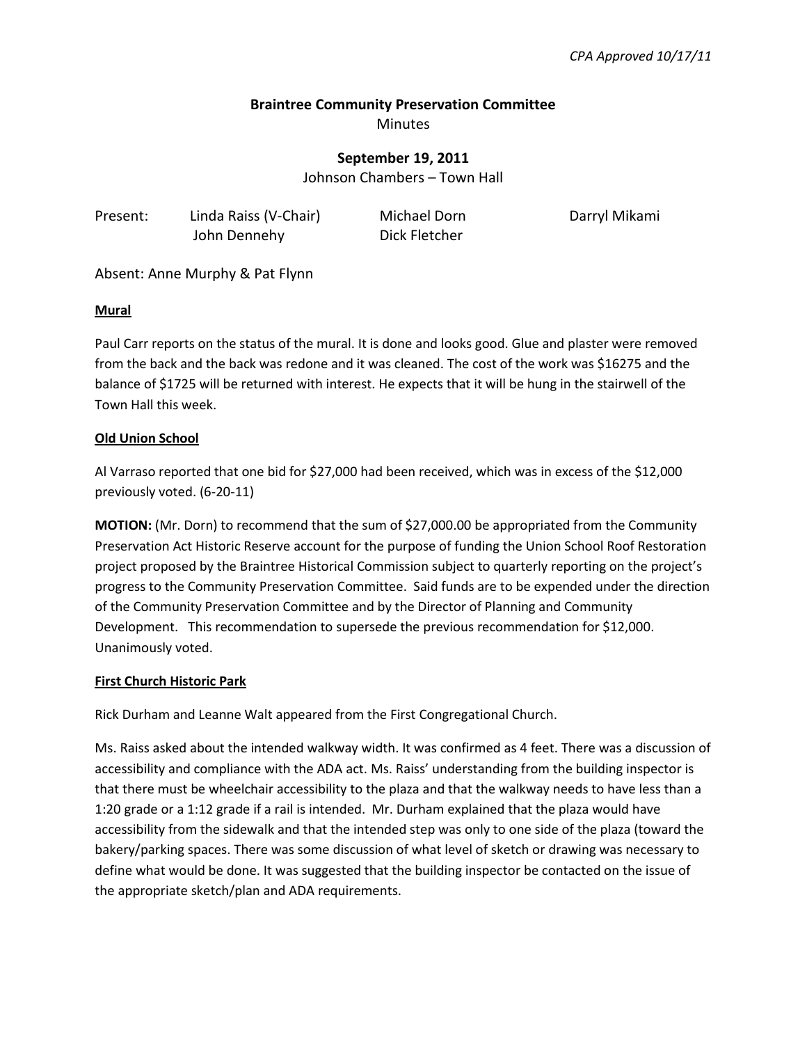*CPA Approved 10/17/11*

# Braintree Community Preservation Committee

Minutes

## September 19, 2011

Johnson Chambers – Town Hall

Present: Linda Raiss (V-Chair), Michael Dorn, Darryl Mikami, John Dennehy, Dick Fletcher

Absent: Anne Murphy & Pat Flynn

**Mural**

Paul Carr reports on the status of the mural. It is done and looks good. Glue and plaster were removed from the back and the back was redone and it was cleaned. The cost of the work was $16275 and the balance of $1725 will be returned with interest. He expects that it will be hung in the stairwell of the Town Hall this week.

**Old Union School**

Al Varraso reported that one bid for $27,000 had been received, which was in excess of the $12,000 previously voted. (6-20-11)

**MOTION:** (Mr. Dorn) to recommend that the sum of $27,000.00 be appropriated from the Community Preservation Act Historic Reserve account for the purpose of funding the Union School Roof Restoration project proposed by the Braintree Historical Commission subject to quarterly reporting on the project's progress to the Community Preservation Committee. Said funds are to be expended under the direction of the Community Preservation Committee and by the Director of Planning and Community Development. This recommendation to supersede the previous recommendation for $12,000. Unanimously voted.

**First Church Historic Park**

Rick Durham and Leanne Walt appeared from the First Congregational Church.

Ms. Raiss asked about the intended walkway width. It was confirmed as 4 feet. There was a discussion of accessibility and compliance with the ADA act. Ms. Raiss' understanding from the building inspector is that there must be wheelchair accessibility to the plaza and that the walkway needs to have less than a 1:20 grade or a 1:12 grade if a rail is intended. Mr. Durham explained that the plaza would have accessibility from the sidewalk and that the intended step was only to one side of the plaza (toward the bakery/parking spaces. There was some discussion of what level of sketch or drawing was necessary to define what would be done. It was suggested that the building inspector be contacted on the issue of the appropriate sketch/plan and ADA requirements.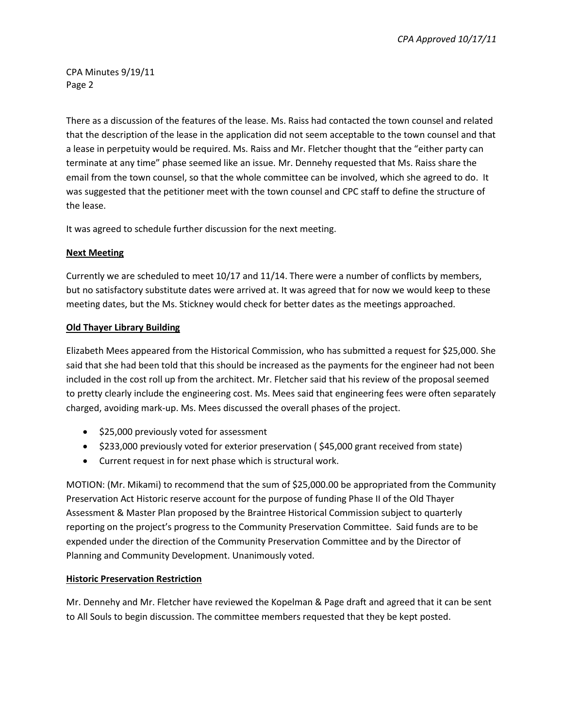There as a discussion of the features of the lease. Ms. Raiss had contacted the town counsel and related that the description of the lease in the application did not seem acceptable to the town counsel and that a lease in perpetuity would be required. Ms. Raiss and Mr. Fletcher thought that the "either party can terminate at any time" phase seemed like an issue. Mr. Dennehy requested that Ms. Raiss share the email from the town counsel, so that the whole committee can be involved, which she agreed to do. It was suggested that the petitioner meet with the town counsel and CPC staff to define the structure of the lease.

It was agreed to schedule further discussion for the next meeting.

**Next Meeting**

Currently we are scheduled to meet 10/17 and 11/14. There were a number of conflicts by members, but no satisfactory substitute dates were arrived at. It was agreed that for now we would keep to these meeting dates, but the Ms. Stickney would check for better dates as the meetings approached.

**Old Thayer Library Building**

Elizabeth Mees appeared from the Historical Commission, who has submitted a request for $25,000. She said that she had been told that this should be increased as the payments for the engineer had not been included in the cost roll up from the architect. Mr. Fletcher said that his review of the proposal seemed to pretty clearly include the engineering cost. Ms. Mees said that engineering fees were often separately charged, avoiding mark-up. Ms. Mees discussed the overall phases of the project.

- $25,000 previously voted for assessment
- $233,000 previously voted for exterior preservation ( $45,000 grant received from state)
- Current request in for next phase which is structural work.

MOTION: (Mr. Mikami) to recommend that the sum of $25,000.00 be appropriated from the Community Preservation Act Historic reserve account for the purpose of funding Phase II of the Old Thayer Assessment & Master Plan proposed by the Braintree Historical Commission subject to quarterly reporting on the project's progress to the Community Preservation Committee. Said funds are to be expended under the direction of the Community Preservation Committee and by the Director of Planning and Community Development. Unanimously voted.

**Historic Preservation Restriction**

Mr. Dennehy and Mr. Fletcher have reviewed the Kopelman & Page draft and agreed that it can be sent to All Souls to begin discussion. The committee members requested that they be kept posted.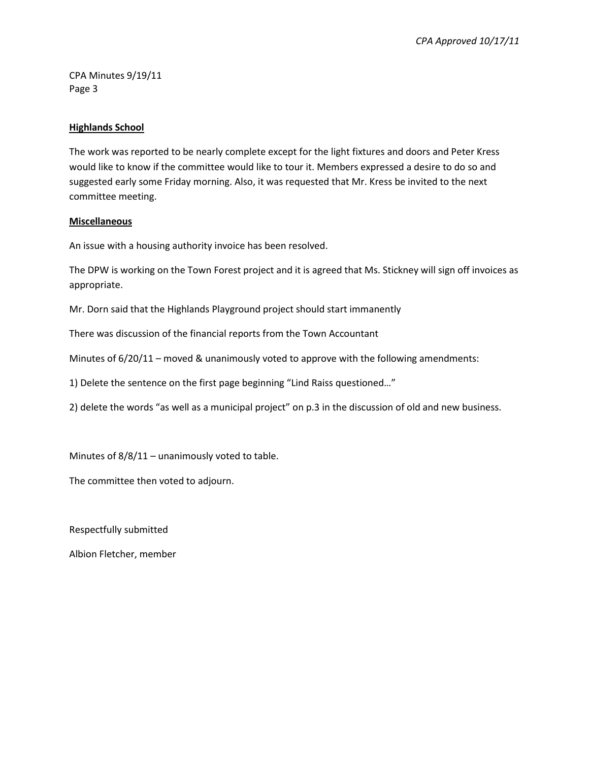## Highlands School

The work was reported to be nearly complete except for the light fixtures and doors and Peter Kress would like to know if the committee would like to tour it. Members expressed a desire to do so and suggested early some Friday morning. Also, it was requested that Mr. Kress be invited to the next committee meeting.

## Miscellaneous

An issue with a housing authority invoice has been resolved.

The DPW is working on the Town Forest project and it is agreed that Ms. Stickney will sign off invoices as appropriate.

Mr. Dorn said that the Highlands Playground project should start immanently

There was discussion of the financial reports from the Town Accountant

Minutes of 6/20/11 – moved & unanimously voted to approve with the following amendments:

1) Delete the sentence on the first page beginning "Lind Raiss questioned…"

2) delete the words "as well as a municipal project" on p.3 in the discussion of old and new business.

Minutes of 8/8/11 – unanimously voted to table.

The committee then voted to adjourn.

Respectfully submitted

Albion Fletcher, member